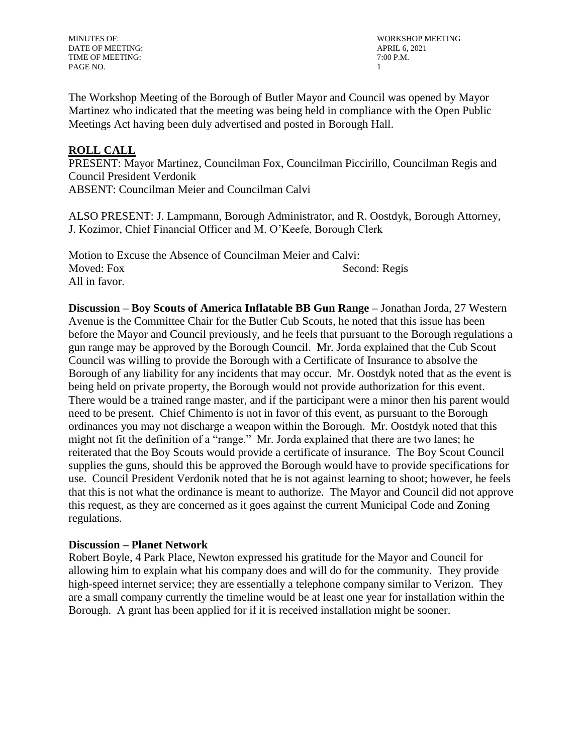The Workshop Meeting of the Borough of Butler Mayor and Council was opened by Mayor Martinez who indicated that the meeting was being held in compliance with the Open Public Meetings Act having been duly advertised and posted in Borough Hall.

## ROLL CALL

PRESENT: Mayor Martinez, Councilman Fox, Councilman Piccirillo, Councilman Regis and Council President Verdonik
ABSENT: Councilman Meier and Councilman Calvi

ALSO PRESENT: J. Lampmann, Borough Administrator, and R. Oostdyk, Borough Attorney, J. Kozimor, Chief Financial Officer and M. O'Keefe, Borough Clerk

Motion to Excuse the Absence of Councilman Meier and Calvi:
Moved: Fox Second: Regis
All in favor.

**Discussion – Boy Scouts of America Inflatable BB Gun Range –** Jonathan Jorda, 27 Western Avenue is the Committee Chair for the Butler Cub Scouts, he noted that this issue has been before the Mayor and Council previously, and he feels that pursuant to the Borough regulations a gun range may be approved by the Borough Council. Mr. Jorda explained that the Cub Scout Council was willing to provide the Borough with a Certificate of Insurance to absolve the Borough of any liability for any incidents that may occur. Mr. Oostdyk noted that as the event is being held on private property, the Borough would not provide authorization for this event. There would be a trained range master, and if the participant were a minor then his parent would need to be present. Chief Chimento is not in favor of this event, as pursuant to the Borough ordinances you may not discharge a weapon within the Borough. Mr. Oostdyk noted that this might not fit the definition of a "range." Mr. Jorda explained that there are two lanes; he reiterated that the Boy Scouts would provide a certificate of insurance. The Boy Scout Council supplies the guns, should this be approved the Borough would have to provide specifications for use. Council President Verdonik noted that he is not against learning to shoot; however, he feels that this is not what the ordinance is meant to authorize. The Mayor and Council did not approve this request, as they are concerned as it goes against the current Municipal Code and Zoning regulations.

**Discussion – Planet Network**

Robert Boyle, 4 Park Place, Newton expressed his gratitude for the Mayor and Council for allowing him to explain what his company does and will do for the community. They provide high-speed internet service; they are essentially a telephone company similar to Verizon. They are a small company currently the timeline would be at least one year for installation within the Borough. A grant has been applied for if it is received installation might be sooner.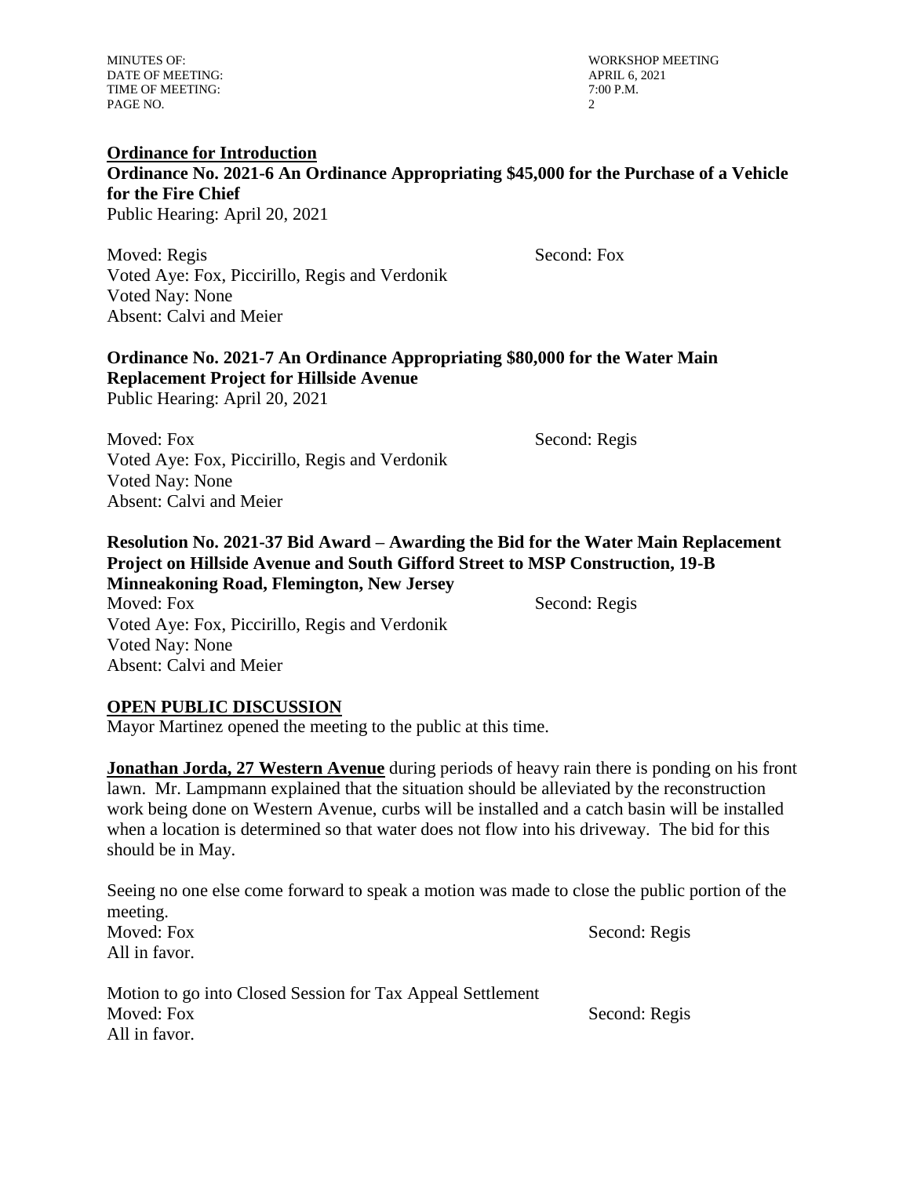**<u>Ordinance for Introduction</u>**

**Ordinance No. 2021-6 An Ordinance Appropriating $45,000 for the Purchase of a Vehicle for the Fire Chief**

Public Hearing: April 20, 2021

Moved: Regis Second: Fox
Voted Aye: Fox, Piccirillo, Regis and Verdonik
Voted Nay: None
Absent: Calvi and Meier

**Ordinance No. 2021-7 An Ordinance Appropriating $80,000 for the Water Main Replacement Project for Hillside Avenue**

Public Hearing: April 20, 2021

Moved: Fox Second: Regis
Voted Aye: Fox, Piccirillo, Regis and Verdonik
Voted Nay: None
Absent: Calvi and Meier

**Resolution No. 2021-37 Bid Award – Awarding the Bid for the Water Main Replacement Project on Hillside Avenue and South Gifford Street to MSP Construction, 19-B Minneakoning Road, Flemington, New Jersey**

Moved: Fox Second: Regis
Voted Aye: Fox, Piccirillo, Regis and Verdonik
Voted Nay: None
Absent: Calvi and Meier

**<u>OPEN PUBLIC DISCUSSION</u>**

Mayor Martinez opened the meeting to the public at this time.

**<u>Jonathan Jorda, 27 Western Avenue</u>** during periods of heavy rain there is ponding on his front lawn. Mr. Lampmann explained that the situation should be alleviated by the reconstruction work being done on Western Avenue, curbs will be installed and a catch basin will be installed when a location is determined so that water does not flow into his driveway. The bid for this should be in May.

Seeing no one else come forward to speak a motion was made to close the public portion of the meeting.

Moved: Fox Second: Regis
All in favor.

Motion to go into Closed Session for Tax Appeal Settlement

Moved: Fox Second: Regis
All in favor.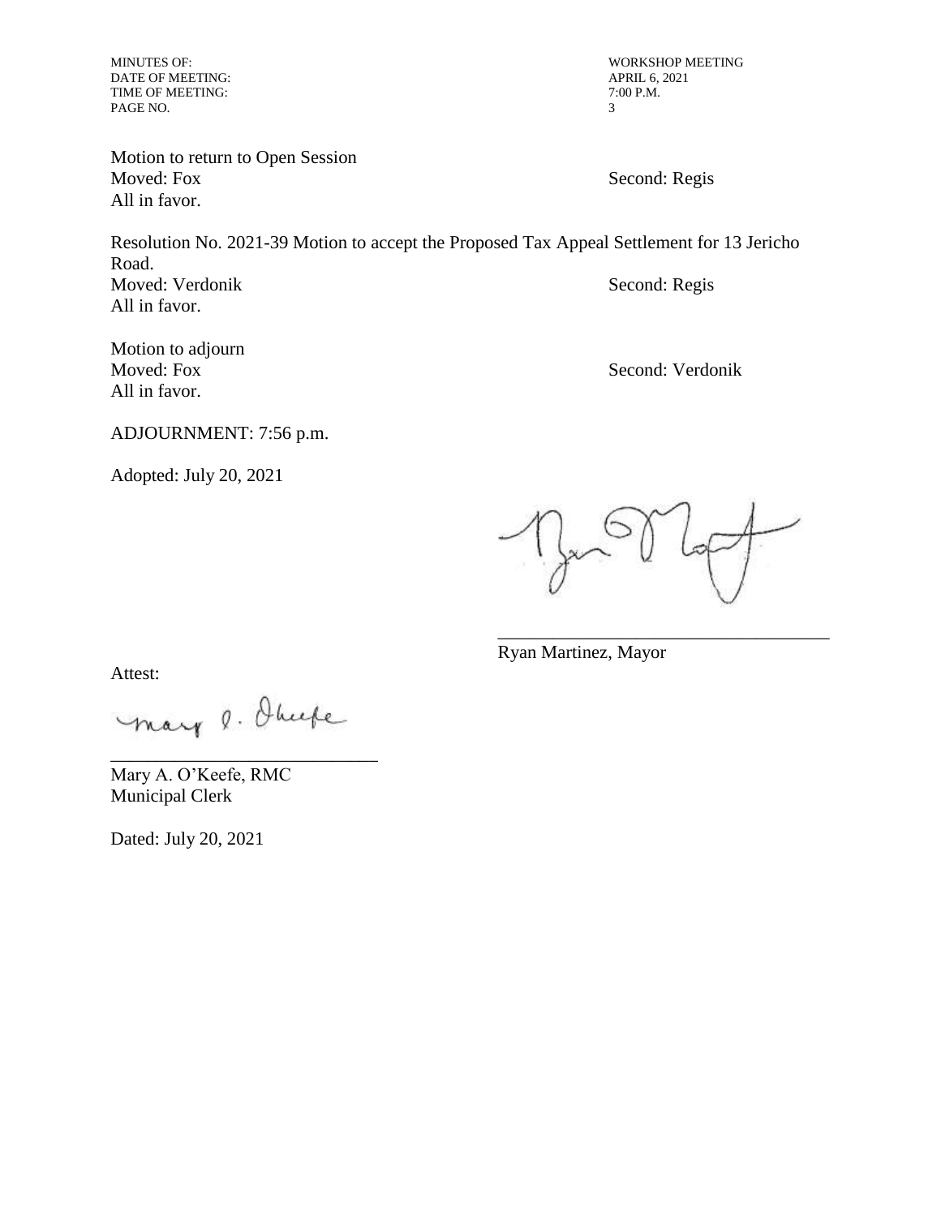Motion to return to Open Session
Moved: Fox Second: Regis
All in favor.

Resolution No. 2021-39 Motion to accept the Proposed Tax Appeal Settlement for 13 Jericho Road.
Moved: Verdonik Second: Regis
All in favor.

Motion to adjourn
Moved: Fox Second: Verdonik
All in favor.

ADJOURNMENT: 7:56 p.m.

Adopted: July 20, 2021

\_\_\_\_\_\_\_\_\_\_\_\_\_\_\_\_\_\_\_\_\_\_\_\_\_\_\_\_\_\_\_\_\_\_\_\_
Ryan Martinez, Mayor

Attest:

\_\_\_\_\_\_\_\_\_\_\_\_\_\_\_\_\_\_\_\_\_\_\_\_\_\_\_\_\_\_\_\_
Mary A. O'Keefe, RMC
Municipal Clerk

Dated: July 20, 2021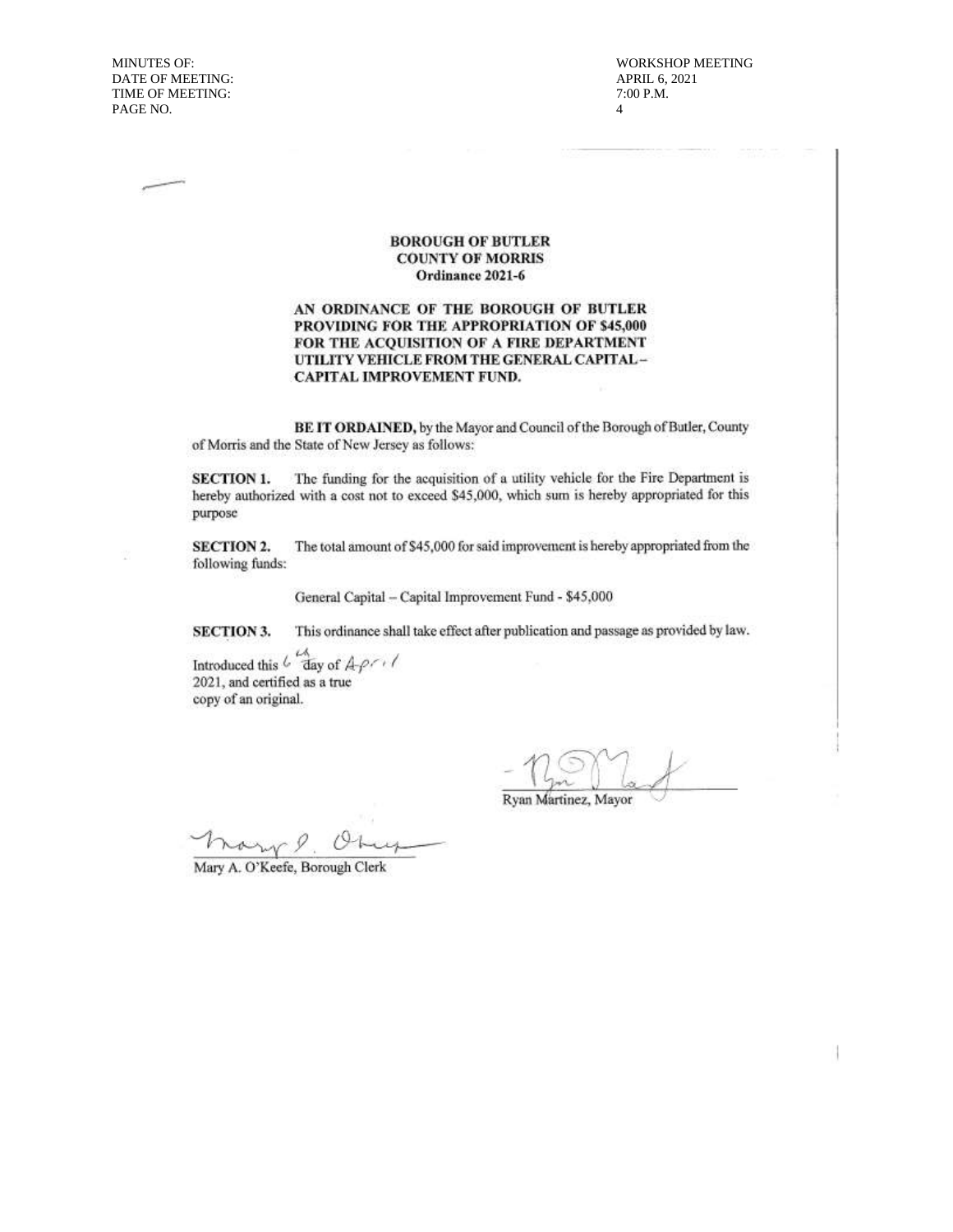**BOROUGH OF BUTLER**
**COUNTY OF MORRIS**
**Ordinance 2021-6**

**AN ORDINANCE OF THE BOROUGH OF BUTLER PROVIDING FOR THE APPROPRIATION OF $45,000 FOR THE ACQUISITION OF A FIRE DEPARTMENT UTILITY VEHICLE FROM THE GENERAL CAPITAL – CAPITAL IMPROVEMENT FUND.**

**BE IT ORDAINED,** by the Mayor and Council of the Borough of Butler, County of Morris and the State of New Jersey as follows:

**SECTION 1.** The funding for the acquisition of a utility vehicle for the Fire Department is hereby authorized with a cost not to exceed $45,000, which sum is hereby appropriated for this purpose

**SECTION 2.** The total amount of $45,000 for said improvement is hereby appropriated from the following funds:

General Capital – Capital Improvement Fund - $45,000

**SECTION 3.** This ordinance shall take effect after publication and passage as provided by law.

Introduced this 6th day of April 2021, and certified as a true copy of an original.

Ryan Martinez, Mayor

Mary A. O'Keefe, Borough Clerk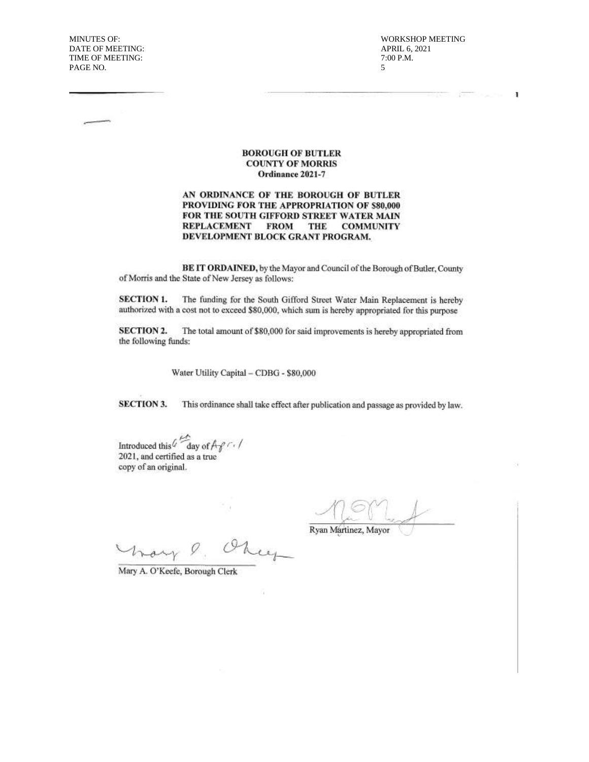**BOROUGH OF BUTLER**
**COUNTY OF MORRIS**
**Ordinance 2021-7**

**AN ORDINANCE OF THE BOROUGH OF BUTLER PROVIDING FOR THE APPROPRIATION OF $80,000 FOR THE SOUTH GIFFORD STREET WATER MAIN REPLACEMENT FROM THE COMMUNITY DEVELOPMENT BLOCK GRANT PROGRAM.**

**BE IT ORDAINED,** by the Mayor and Council of the Borough of Butler, County of Morris and the State of New Jersey as follows:

**SECTION 1.** The funding for the South Gifford Street Water Main Replacement is hereby authorized with a cost not to exceed $80,000, which sum is hereby appropriated for this purpose

**SECTION 2.** The total amount of $80,000 for said improvements is hereby appropriated from the following funds:

Water Utility Capital – CDBG - $80,000

**SECTION 3.** This ordinance shall take effect after publication and passage as provided by law.

Introduced this 6th day of April 2021, and certified as a true copy of an original.

Ryan Martinez, Mayor

Mary A. O'Keefe, Borough Clerk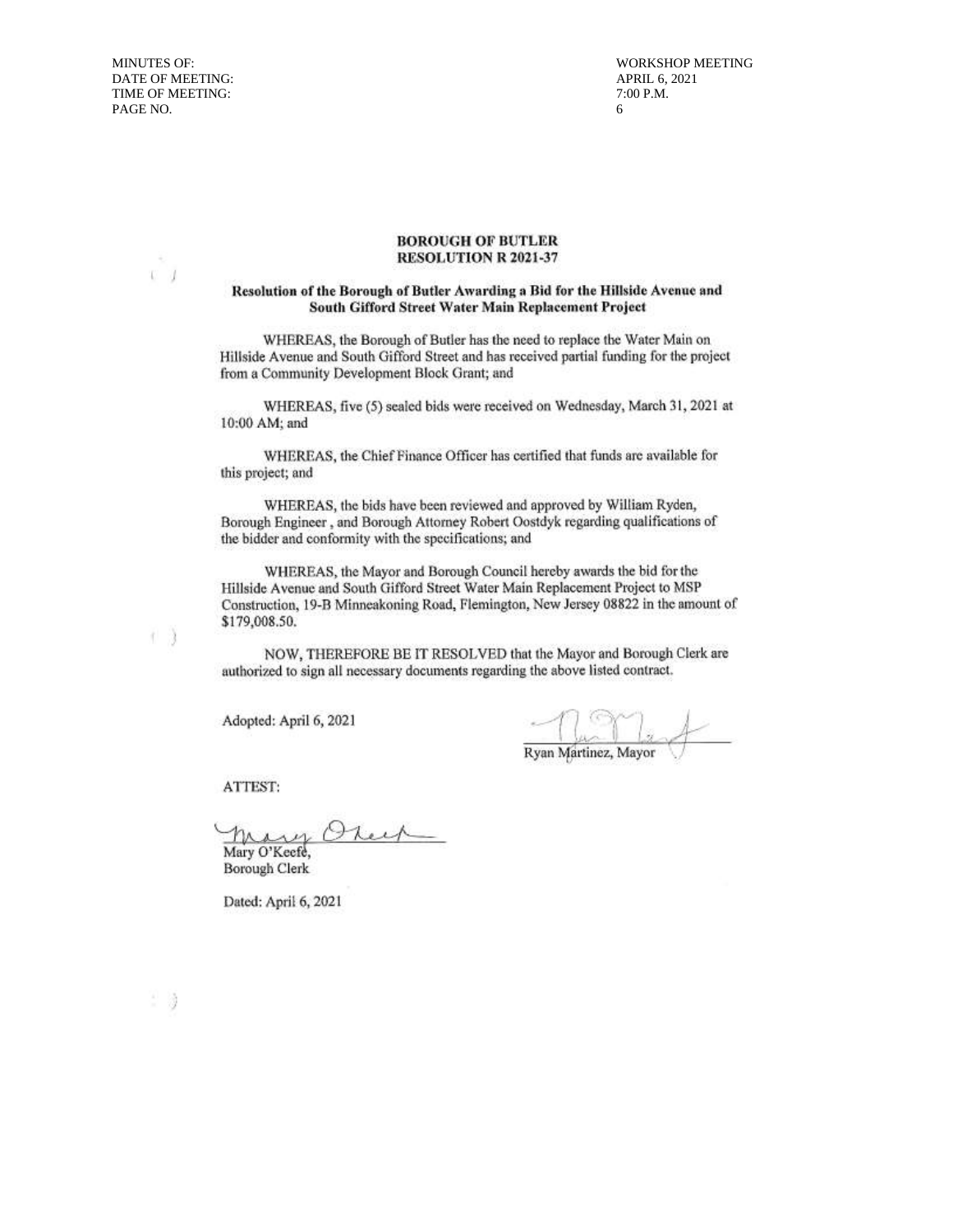**BOROUGH OF BUTLER**
**RESOLUTION R 2021-37**

**Resolution of the Borough of Butler Awarding a Bid for the Hillside Avenue and South Gifford Street Water Main Replacement Project**

WHEREAS, the Borough of Butler has the need to replace the Water Main on Hillside Avenue and South Gifford Street and has received partial funding for the project from a Community Development Block Grant; and

WHEREAS, five (5) sealed bids were received on Wednesday, March 31, 2021 at 10:00 AM; and

WHEREAS, the Chief Finance Officer has certified that funds are available for this project; and

WHEREAS, the bids have been reviewed and approved by William Ryden, Borough Engineer , and Borough Attorney Robert Oostdyk regarding qualifications of the bidder and conformity with the specifications; and

WHEREAS, the Mayor and Borough Council hereby awards the bid for the Hillside Avenue and South Gifford Street Water Main Replacement Project to MSP Construction, 19-B Minneakoning Road, Flemington, New Jersey 08822 in the amount of $179,008.50.

NOW, THEREFORE BE IT RESOLVED that the Mayor and Borough Clerk are authorized to sign all necessary documents regarding the above listed contract.

Adopted: April 6, 2021

Ryan Martinez, Mayor

ATTEST:

Mary O'Keefe,
Borough Clerk

Dated: April 6, 2021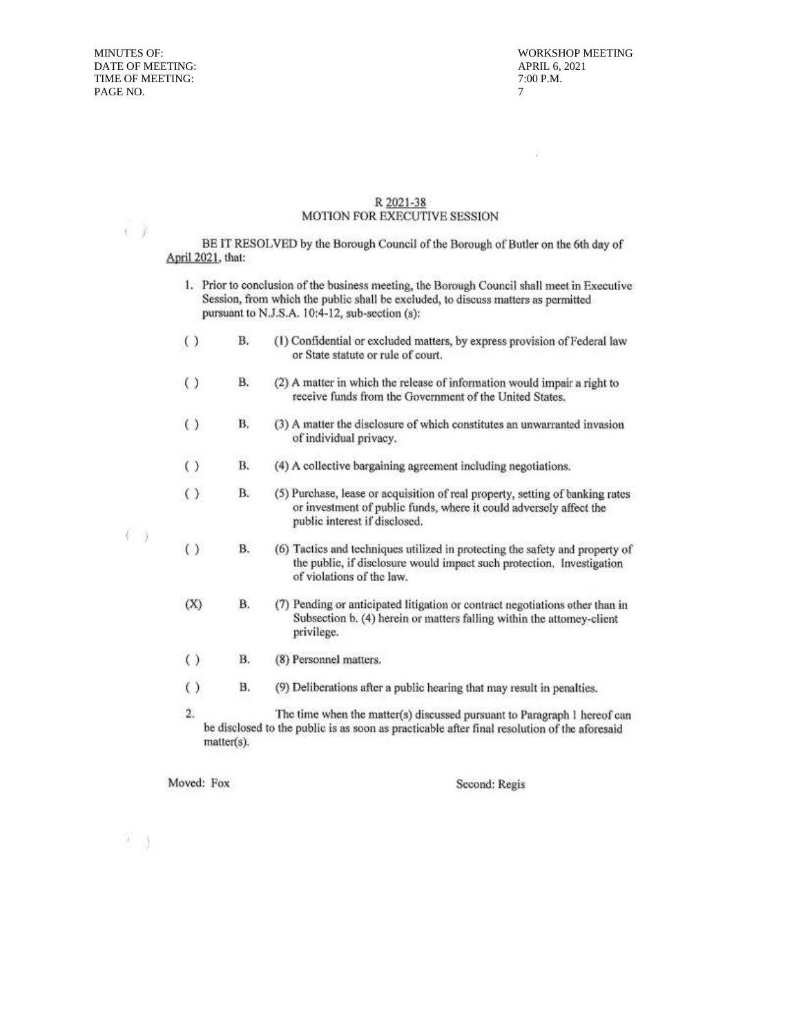## R 2021-38
## MOTION FOR EXECUTIVE SESSION

BE IT RESOLVED by the Borough Council of the Borough of Butler on the 6th day of April 2021, that:

1. Prior to conclusion of the business meeting, the Borough Council shall meet in Executive Session, from which the public shall be excluded, to discuss matters as permitted pursuant to N.J.S.A. 10:4-12, sub-section (s):

| | | |
|---|---|---|
| ( ) | B. | (1) Confidential or excluded matters, by express provision of Federal law or State statute or rule of court. |
| ( ) | B. | (2) A matter in which the release of information would impair a right to receive funds from the Government of the United States. |
| ( ) | B. | (3) A matter the disclosure of which constitutes an unwarranted invasion of individual privacy. |
| ( ) | B. | (4) A collective bargaining agreement including negotiations. |
| ( ) | B. | (5) Purchase, lease or acquisition of real property, setting of banking rates or investment of public funds, where it could adversely affect the public interest if disclosed. |
| ( ) | B. | (6) Tactics and techniques utilized in protecting the safety and property of the public, if disclosure would impact such protection. Investigation of violations of the law. |
| (X) | B. | (7) Pending or anticipated litigation or contract negotiations other than in Subsection b. (4) herein or matters falling within the attorney-client privilege. |
| ( ) | B. | (8) Personnel matters. |
| ( ) | B. | (9) Deliberations after a public hearing that may result in penalties. |

2. The time when the matter(s) discussed pursuant to Paragraph 1 hereof can be disclosed to the public is as soon as practicable after final resolution of the aforesaid matter(s).

Moved: Fox

Second: Regis